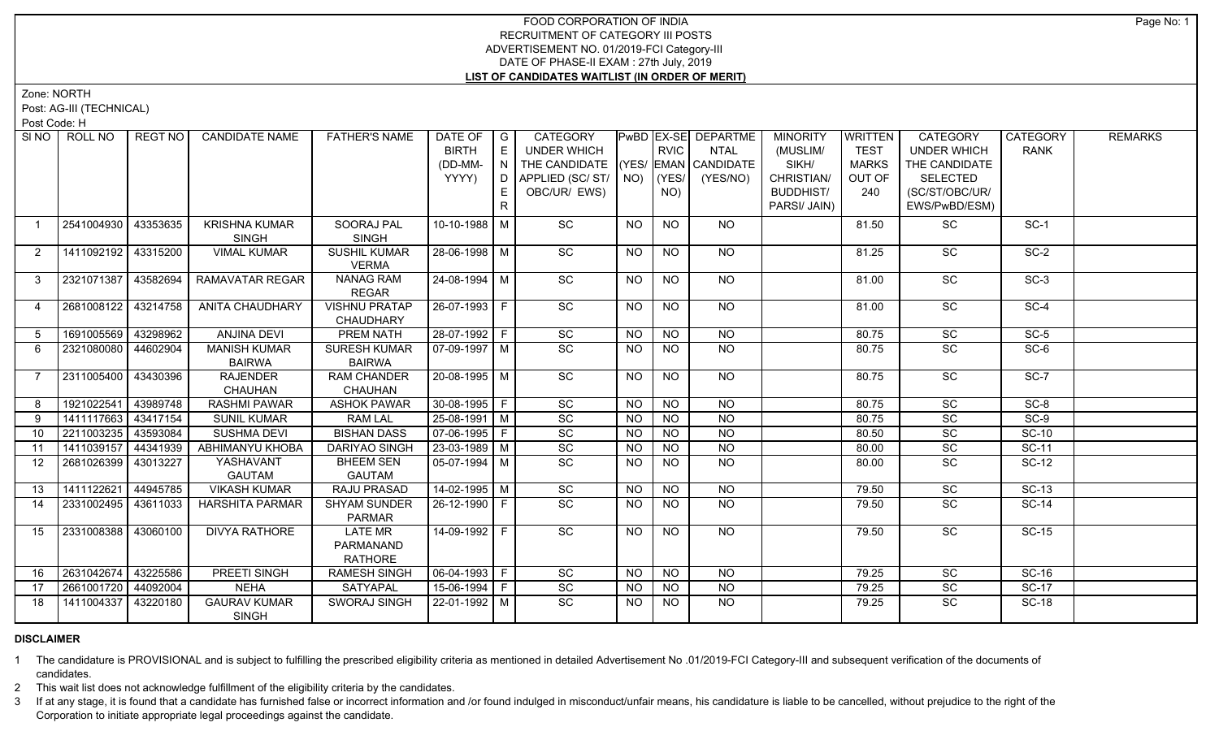# FOOD CORPORATION OF INDIA
## RECRUITMENT OF CATEGORY III POSTS
## ADVERTISEMENT NO. 01/2019-FCI Category-III
## DATE OF PHASE-II EXAM : 27th July, 2019
## LIST OF CANDIDATES WAITLIST (IN ORDER OF MERIT)

Zone: NORTH

Post: AG-III (TECHNICAL)

Post Code: H

| Sl NO | ROLL NO | REGT NO | CANDIDATE NAME | FATHER'S NAME | DATE OF BIRTH (DD-MM-YYYY) | GENDER | CATEGORY UNDER WHICH THE CANDIDATE APPLIED (SC/ ST/ OBC/UR/ EWS) | PwBD (YES/ NO) | EX-SERVICEMAN (YES/ NO) | DEPARTMENTAL CANDIDATE (YES/NO) | MINORITY (MUSLIM/ SIKH/ CHRISTIAN/ BUDDHIST/ PARSI/ JAIN) | WRITTEN TEST MARKS OUT OF 240 | CATEGORY UNDER WHICH THE CANDIDATE SELECTED (SC/ST/OBC/UR/ EWS/PwBD/ESM) | CATEGORY RANK | REMARKS |
|---|---|---|---|---|---|---|---|---|---|---|---|---|---|---|---|
| 1 | 2541004930 | 43353635 | KRISHNA KUMAR SINGH | SOORAJ PAL SINGH | 10-10-1988 | M | SC | NO | NO | NO | | 81.50 | SC | SC-1 | |
| 2 | 1411092192 | 43315200 | VIMAL KUMAR | SUSHIL KUMAR VERMA | 28-06-1998 | M | SC | NO | NO | NO | | 81.25 | SC | SC-2 | |
| 3 | 2321071387 | 43582694 | RAMAVATAR REGAR | NANAG RAM REGAR | 24-08-1994 | M | SC | NO | NO | NO | | 81.00 | SC | SC-3 | |
| 4 | 2681008122 | 43214758 | ANITA CHAUDHARY | VISHNU PRATAP CHAUDHARY | 26-07-1993 | F | SC | NO | NO | NO | | 81.00 | SC | SC-4 | |
| 5 | 1691005569 | 43298962 | ANJINA DEVI | PREM NATH | 28-07-1992 | F | SC | NO | NO | NO | | 80.75 | SC | SC-5 | |
| 6 | 2321080080 | 44602904 | MANISH KUMAR BAIRWA | SURESH KUMAR BAIRWA | 07-09-1997 | M | SC | NO | NO | NO | | 80.75 | SC | SC-6 | |
| 7 | 2311005400 | 43430396 | RAJENDER CHAUHAN | RAM CHANDER CHAUHAN | 20-08-1995 | M | SC | NO | NO | NO | | 80.75 | SC | SC-7 | |
| 8 | 1921022541 | 43989748 | RASHMI PAWAR | ASHOK PAWAR | 30-08-1995 | F | SC | NO | NO | NO | | 80.75 | SC | SC-8 | |
| 9 | 1411117663 | 43417154 | SUNIL KUMAR | RAM LAL | 25-08-1991 | M | SC | NO | NO | NO | | 80.75 | SC | SC-9 | |
| 10 | 2211003235 | 43593084 | SUSHMA DEVI | BISHAN DASS | 07-06-1995 | F | SC | NO | NO | NO | | 80.50 | SC | SC-10 | |
| 11 | 1411039157 | 44341939 | ABHIMANYU KHOBA | DARIYAO SINGH | 23-03-1989 | M | SC | NO | NO | NO | | 80.00 | SC | SC-11 | |
| 12 | 2681026399 | 43013227 | YASHAVANT GAUTAM | BHEEM SEN GAUTAM | 05-07-1994 | M | SC | NO | NO | NO | | 80.00 | SC | SC-12 | |
| 13 | 1411122621 | 44945785 | VIKASH KUMAR | RAJU PRASAD | 14-02-1995 | M | SC | NO | NO | NO | | 79.50 | SC | SC-13 | |
| 14 | 2331002495 | 43611033 | HARSHITA PARMAR | SHYAM SUNDER PARMAR | 26-12-1990 | F | SC | NO | NO | NO | | 79.50 | SC | SC-14 | |
| 15 | 2331008388 | 43060100 | DIVYA RATHORE | LATE MR PARMANAND RATHORE | 14-09-1992 | F | SC | NO | NO | NO | | 79.50 | SC | SC-15 | |
| 16 | 2631042674 | 43225586 | PREETI SINGH | RAMESH SINGH | 06-04-1993 | F | SC | NO | NO | NO | | 79.25 | SC | SC-16 | |
| 17 | 2661001720 | 44092004 | NEHA | SATYAPAL | 15-06-1994 | F | SC | NO | NO | NO | | 79.25 | SC | SC-17 | |
| 18 | 1411004337 | 43220180 | GAURAV KUMAR SINGH | SWORAJ SINGH | 22-01-1992 | M | SC | NO | NO | NO | | 79.25 | SC | SC-18 | |

**DISCLAIMER**

1 The candidature is PROVISIONAL and is subject to fulfilling the prescribed eligibility criteria as mentioned in detailed Advertisement No .01/2019-FCI Category-III and subsequent verification of the documents of candidates.

2 This wait list does not acknowledge fulfillment of the eligibility criteria by the candidates.

3 If at any stage, it is found that a candidate has furnished false or incorrect information and /or found indulged in misconduct/unfair means, his candidature is liable to be cancelled, without prejudice to the right of the Corporation to initiate appropriate legal proceedings against the candidate.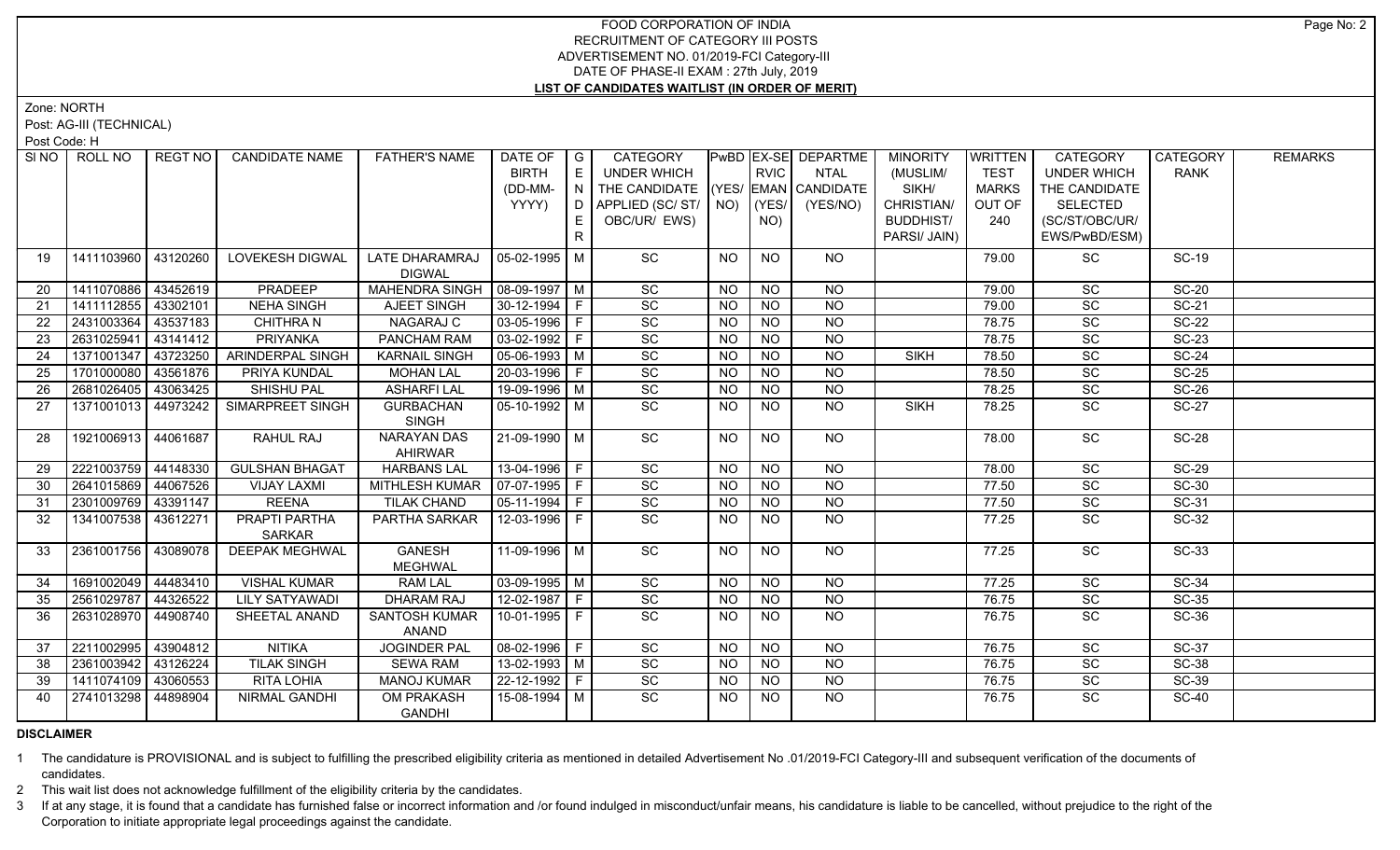# FOOD CORPORATION OF INDIA
## RECRUITMENT OF CATEGORY III POSTS
## ADVERTISEMENT NO. 01/2019-FCI Category-III
## DATE OF PHASE-II EXAM : 27th July, 2019
## LIST OF CANDIDATES WAITLIST (IN ORDER OF MERIT)

Zone: NORTH

Post: AG-III (TECHNICAL)

Post Code: H

| Sl NO | ROLL NO | REGT NO | CANDIDATE NAME | FATHER'S NAME | DATE OF BIRTH (DD-MM-YYYY) | GENDER | CATEGORY UNDER WHICH THE CANDIDATE APPLIED (SC/ ST/ OBC/UR/ EWS) | PwBD (YES/ NO) | EX-SERVICEMAN (YES/ NO) | DEPARTMENTAL CANDIDATE (YES/NO) | MINORITY (MUSLIM/ SIKH/ CHRISTIAN/ BUDDHIST/ PARSI/ JAIN) | WRITTEN TEST MARKS OUT OF 240 | CATEGORY UNDER WHICH THE CANDIDATE SELECTED (SC/ST/OBC/UR/ EWS/PwBD/ESM) | CATEGORY RANK | REMARKS |
|---|---|---|---|---|---|---|---|---|---|---|---|---|---|---|---|
| 19 | 1411103960 | 43120260 | LOVEKESH DIGWAL | LATE DHARAMRAJ DIGWAL | 05-02-1995 | M | SC | NO | NO | NO | | 79.00 | SC | SC-19 | |
| 20 | 1411070886 | 43452619 | PRADEEP | MAHENDRA SINGH | 08-09-1997 | M | SC | NO | NO | NO | | 79.00 | SC | SC-20 | |
| 21 | 1411112855 | 43302101 | NEHA SINGH | AJEET SINGH | 30-12-1994 | F | SC | NO | NO | NO | | 79.00 | SC | SC-21 | |
| 22 | 2431003364 | 43537183 | CHITHRA N | NAGARAJ C | 03-05-1996 | F | SC | NO | NO | NO | | 78.75 | SC | SC-22 | |
| 23 | 2631025941 | 43141412 | PRIYANKA | PANCHAM RAM | 03-02-1992 | F | SC | NO | NO | NO | | 78.75 | SC | SC-23 | |
| 24 | 1371001347 | 43723250 | ARINDERPAL SINGH | KARNAIL SINGH | 05-06-1993 | M | SC | NO | NO | NO | SIKH | 78.50 | SC | SC-24 | |
| 25 | 1701000080 | 43561876 | PRIYA KUNDAL | MOHAN LAL | 20-03-1996 | F | SC | NO | NO | NO | | 78.50 | SC | SC-25 | |
| 26 | 2681026405 | 43063425 | SHISHU PAL | ASHARFI LAL | 19-09-1996 | M | SC | NO | NO | NO | | 78.25 | SC | SC-26 | |
| 27 | 1371001013 | 44973242 | SIMARPREET SINGH | GURBACHAN SINGH | 05-10-1992 | M | SC | NO | NO | NO | SIKH | 78.25 | SC | SC-27 | |
| 28 | 1921006913 | 44061687 | RAHUL RAJ | NARAYAN DAS AHIRWAR | 21-09-1990 | M | SC | NO | NO | NO | | 78.00 | SC | SC-28 | |
| 29 | 2221003759 | 44148330 | GULSHAN BHAGAT | HARBANS LAL | 13-04-1996 | F | SC | NO | NO | NO | | 78.00 | SC | SC-29 | |
| 30 | 2641015869 | 44067526 | VIJAY LAXMI | MITHLESH KUMAR | 07-07-1995 | F | SC | NO | NO | NO | | 77.50 | SC | SC-30 | |
| 31 | 2301009769 | 43391147 | REENA | TILAK CHAND | 05-11-1994 | F | SC | NO | NO | NO | | 77.50 | SC | SC-31 | |
| 32 | 1341007538 | 43612271 | PRAPTI PARTHA SARKAR | PARTHA SARKAR | 12-03-1996 | F | SC | NO | NO | NO | | 77.25 | SC | SC-32 | |
| 33 | 2361001756 | 43089078 | DEEPAK MEGHWAL | GANESH MEGHWAL | 11-09-1996 | M | SC | NO | NO | NO | | 77.25 | SC | SC-33 | |
| 34 | 1691002049 | 44483410 | VISHAL KUMAR | RAM LAL | 03-09-1995 | M | SC | NO | NO | NO | | 77.25 | SC | SC-34 | |
| 35 | 2561029787 | 44326522 | LILY SATYAWADI | DHARAM RAJ | 12-02-1987 | F | SC | NO | NO | NO | | 76.75 | SC | SC-35 | |
| 36 | 2631028970 | 44908740 | SHEETAL ANAND | SANTOSH KUMAR ANAND | 10-01-1995 | F | SC | NO | NO | NO | | 76.75 | SC | SC-36 | |
| 37 | 2211002995 | 43904812 | NITIKA | JOGINDER PAL | 08-02-1996 | F | SC | NO | NO | NO | | 76.75 | SC | SC-37 | |
| 38 | 2361003942 | 43126224 | TILAK SINGH | SEWA RAM | 13-02-1993 | M | SC | NO | NO | NO | | 76.75 | SC | SC-38 | |
| 39 | 1411074109 | 43060553 | RITA LOHIA | MANOJ KUMAR | 22-12-1992 | F | SC | NO | NO | NO | | 76.75 | SC | SC-39 | |
| 40 | 2741013298 | 44898904 | NIRMAL GANDHI | OM PRAKASH GANDHI | 15-08-1994 | M | SC | NO | NO | NO | | 76.75 | SC | SC-40 | |

**DISCLAIMER**

1 The candidature is PROVISIONAL and is subject to fulfilling the prescribed eligibility criteria as mentioned in detailed Advertisement No .01/2019-FCI Category-III and subsequent verification of the documents of candidates.

2 This wait list does not acknowledge fulfillment of the eligibility criteria by the candidates.

3 If at any stage, it is found that a candidate has furnished false or incorrect information and /or found indulged in misconduct/unfair means, his candidature is liable to be cancelled, without prejudice to the right of the Corporation to initiate appropriate legal proceedings against the candidate.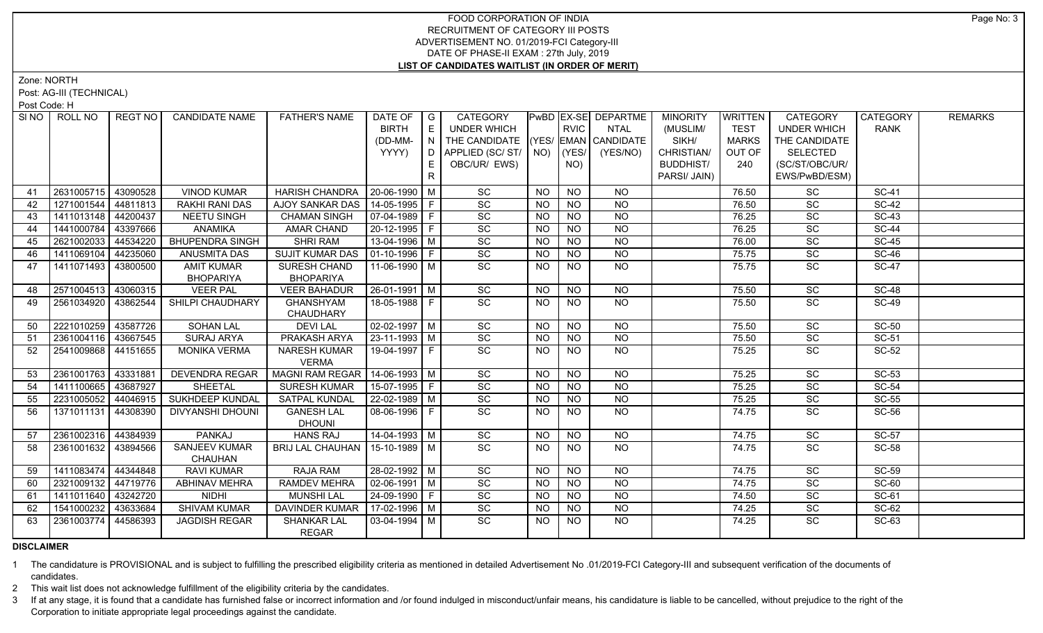# FOOD CORPORATION OF INDIA
## RECRUITMENT OF CATEGORY III POSTS
### ADVERTISEMENT NO. 01/2019-FCI Category-III
### DATE OF PHASE-II EXAM : 27th July, 2019
### LIST OF CANDIDATES WAITLIST (IN ORDER OF MERIT)

Zone: NORTH

Post: AG-III (TECHNICAL)

Post Code: H

| SI NO | ROLL NO | REGT NO | CANDIDATE NAME | FATHER'S NAME | DATE OF BIRTH (DD-MM-YYYY) | GENDER | CATEGORY UNDER WHICH THE CANDIDATE APPLIED (SC/ ST/ OBC/UR/ EWS) | PwBD (YES/ NO) | EX-SERVICEMAN (YES/ NO) | RVIC DEPARTMENTAL CANDIDATE (YES/NO) | MINORITY (MUSLIM/ SIKH/ CHRISTIAN/ BUDDHIST/ PARSI/ JAIN) | WRITTEN TEST MARKS OUT OF 240 | CATEGORY UNDER WHICH THE CANDIDATE SELECTED (SC/ST/OBC/UR/ EWS/PwBD/ESM) | CATEGORY RANK | REMARKS |
|---|---|---|---|---|---|---|---|---|---|---|---|---|---|---|---|
| 41 | 2631005715 | 43090528 | VINOD KUMAR | HARISH CHANDRA | 20-06-1990 | M | SC | NO | NO | NO | | 76.50 | SC | SC-41 | |
| 42 | 1271001544 | 44811813 | RAKHI RANI DAS | AJOY SANKAR DAS | 14-05-1995 | F | SC | NO | NO | NO | | 76.50 | SC | SC-42 | |
| 43 | 1411013148 | 44200437 | NEETU SINGH | CHAMAN SINGH | 07-04-1989 | F | SC | NO | NO | NO | | 76.25 | SC | SC-43 | |
| 44 | 1441000784 | 43397666 | ANAMIKA | AMAR CHAND | 20-12-1995 | F | SC | NO | NO | NO | | 76.25 | SC | SC-44 | |
| 45 | 2621002033 | 44534220 | BHUPENDRA SINGH | SHRI RAM | 13-04-1996 | M | SC | NO | NO | NO | | 76.00 | SC | SC-45 | |
| 46 | 1411069104 | 44235060 | ANUSMITA DAS | SUJIT KUMAR DAS | 01-10-1996 | F | SC | NO | NO | NO | | 75.75 | SC | SC-46 | |
| 47 | 1411071493 | 43800500 | AMIT KUMAR BHOPARIYA | SURESH CHAND BHOPARIYA | 11-06-1990 | M | SC | NO | NO | NO | | 75.75 | SC | SC-47 | |
| 48 | 2571004513 | 43060315 | VEER PAL | VEER BAHADUR | 26-01-1991 | M | SC | NO | NO | NO | | 75.50 | SC | SC-48 | |
| 49 | 2561034920 | 43862544 | SHILPI CHAUDHARY | GHANSHYAM CHAUDHARY | 18-05-1988 | F | SC | NO | NO | NO | | 75.50 | SC | SC-49 | |
| 50 | 2221010259 | 43587726 | SOHAN LAL | DEVI LAL | 02-02-1997 | M | SC | NO | NO | NO | | 75.50 | SC | SC-50 | |
| 51 | 2361004116 | 43667545 | SURAJ ARYA | PRAKASH ARYA | 23-11-1993 | M | SC | NO | NO | NO | | 75.50 | SC | SC-51 | |
| 52 | 2541009868 | 44151655 | MONIKA VERMA | NARESH KUMAR VERMA | 19-04-1997 | F | SC | NO | NO | NO | | 75.25 | SC | SC-52 | |
| 53 | 2361001763 | 43331881 | DEVENDRA REGAR | MAGNI RAM REGAR | 14-06-1993 | M | SC | NO | NO | NO | | 75.25 | SC | SC-53 | |
| 54 | 1411100665 | 43687927 | SHEETAL | SURESH KUMAR | 15-07-1995 | F | SC | NO | NO | NO | | 75.25 | SC | SC-54 | |
| 55 | 2231005052 | 44046915 | SUKHDEEP KUNDAL | SATPAL KUNDAL | 22-02-1989 | M | SC | NO | NO | NO | | 75.25 | SC | SC-55 | |
| 56 | 1371011131 | 44308390 | DIVYANSHI DHOUNI | GANESH LAL DHOUNI | 08-06-1996 | F | SC | NO | NO | NO | | 74.75 | SC | SC-56 | |
| 57 | 2361002316 | 44384939 | PANKAJ | HANS RAJ | 14-04-1993 | M | SC | NO | NO | NO | | 74.75 | SC | SC-57 | |
| 58 | 2361001632 | 43894566 | SANJEEV KUMAR CHAUHAN | BRIJ LAL CHAUHAN | 15-10-1989 | M | SC | NO | NO | NO | | 74.75 | SC | SC-58 | |
| 59 | 1411083474 | 44344848 | RAVI KUMAR | RAJA RAM | 28-02-1992 | M | SC | NO | NO | NO | | 74.75 | SC | SC-59 | |
| 60 | 2321009132 | 44719776 | ABHINAV MEHRA | RAMDEV MEHRA | 02-06-1991 | M | SC | NO | NO | NO | | 74.75 | SC | SC-60 | |
| 61 | 1411011640 | 43242720 | NIDHI | MUNSHI LAL | 24-09-1990 | F | SC | NO | NO | NO | | 74.50 | SC | SC-61 | |
| 62 | 1541000232 | 43633684 | SHIVAM KUMAR | DAVINDER KUMAR | 17-02-1996 | M | SC | NO | NO | NO | | 74.25 | SC | SC-62 | |
| 63 | 2361003774 | 44586393 | JAGDISH REGAR | SHANKAR LAL REGAR | 03-04-1994 | M | SC | NO | NO | NO | | 74.25 | SC | SC-63 | |

**DISCLAIMER**

1 The candidature is PROVISIONAL and is subject to fulfilling the prescribed eligibility criteria as mentioned in detailed Advertisement No .01/2019-FCI Category-III and subsequent verification of the documents of candidates.

2 This wait list does not acknowledge fulfillment of the eligibility criteria by the candidates.

3 If at any stage, it is found that a candidate has furnished false or incorrect information and /or found indulged in misconduct/unfair means, his candidature is liable to be cancelled, without prejudice to the right of the Corporation to initiate appropriate legal proceedings against the candidate.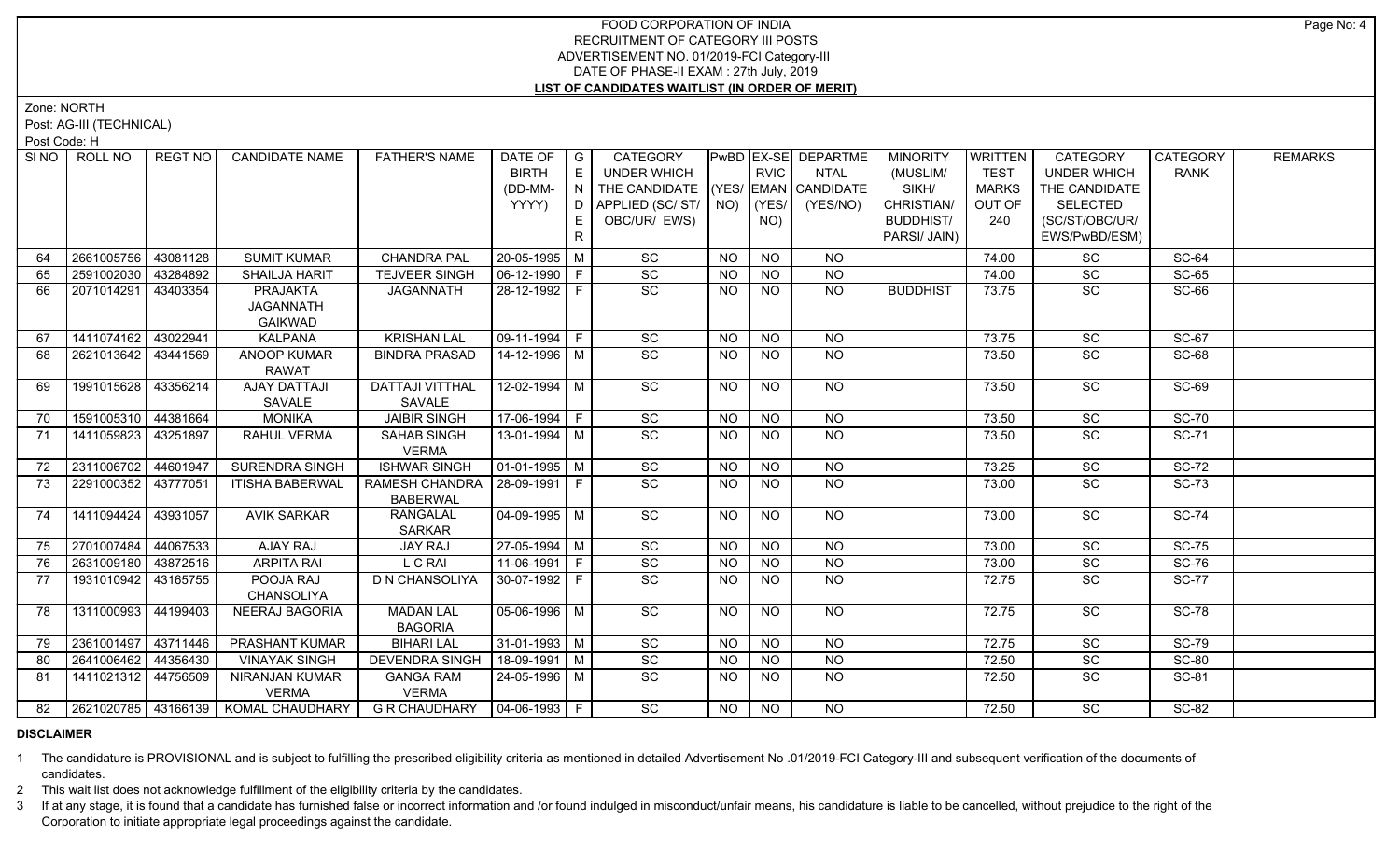# FOOD CORPORATION OF INDIA
## RECRUITMENT OF CATEGORY III POSTS
### ADVERTISEMENT NO. 01/2019-FCI Category-III
### DATE OF PHASE-II EXAM : 27th July, 2019
### LIST OF CANDIDATES WAITLIST (IN ORDER OF MERIT)

Zone: NORTH

Post: AG-III (TECHNICAL)

Post Code: H

| SI NO | ROLL NO | REGT NO | CANDIDATE NAME | FATHER'S NAME | DATE OF BIRTH (DD-MM-YYYY) | GENDER | CATEGORY UNDER WHICH THE CANDIDATE APPLIED (SC/ ST/ OBC/UR/ EWS) | PwBD (YES/ NO) | EX-SERVICEMAN (YES/ NO) | DEPARTMENTAL CANDIDATE (YES/NO) | MINORITY (MUSLIM/ SIKH/ CHRISTIAN/ BUDDHIST/ PARSI/ JAIN) | WRITTEN TEST MARKS OUT OF 240 | CATEGORY UNDER WHICH THE CANDIDATE SELECTED (SC/ST/OBC/UR/ EWS/PwBD/ESM) | CATEGORY RANK | REMARKS |
|---|---|---|---|---|---|---|---|---|---|---|---|---|---|---|---|
| 64 | 2661005756 | 43081128 | SUMIT KUMAR | CHANDRA PAL | 20-05-1995 | M | SC | NO | NO | NO | | 74.00 | SC | SC-64 | |
| 65 | 2591002030 | 43284892 | SHAILJA HARIT | TEJVEER SINGH | 06-12-1990 | F | SC | NO | NO | NO | | 74.00 | SC | SC-65 | |
| 66 | 2071014291 | 43403354 | PRAJAKTA JAGANNATH GAIKWAD | JAGANNATH | 28-12-1992 | F | SC | NO | NO | NO | BUDDHIST | 73.75 | SC | SC-66 | |
| 67 | 1411074162 | 43022941 | KALPANA | KRISHAN LAL | 09-11-1994 | F | SC | NO | NO | NO | | 73.75 | SC | SC-67 | |
| 68 | 2621013642 | 43441569 | ANOOP KUMAR RAWAT | BINDRA PRASAD | 14-12-1996 | M | SC | NO | NO | NO | | 73.50 | SC | SC-68 | |
| 69 | 1991015628 | 43356214 | AJAY DATTAJI SAVALE | DATTAJI VITTHAL SAVALE | 12-02-1994 | M | SC | NO | NO | NO | | 73.50 | SC | SC-69 | |
| 70 | 1591005310 | 44381664 | MONIKA | JAIBIR SINGH | 17-06-1994 | F | SC | NO | NO | NO | | 73.50 | SC | SC-70 | |
| 71 | 1411059823 | 43251897 | RAHUL VERMA | SAHAB SINGH VERMA | 13-01-1994 | M | SC | NO | NO | NO | | 73.50 | SC | SC-71 | |
| 72 | 2311006702 | 44601947 | SURENDRA SINGH | ISHWAR SINGH | 01-01-1995 | M | SC | NO | NO | NO | | 73.25 | SC | SC-72 | |
| 73 | 2291000352 | 43777051 | ITISHA BABERWAL | RAMESH CHANDRA BABERWAL | 28-09-1991 | F | SC | NO | NO | NO | | 73.00 | SC | SC-73 | |
| 74 | 1411094424 | 43931057 | AVIK SARKAR | RANGALAL SARKAR | 04-09-1995 | M | SC | NO | NO | NO | | 73.00 | SC | SC-74 | |
| 75 | 2701007484 | 44067533 | AJAY RAJ | JAY RAJ | 27-05-1994 | M | SC | NO | NO | NO | | 73.00 | SC | SC-75 | |
| 76 | 2631009180 | 43872516 | ARPITA RAI | L C RAI | 11-06-1991 | F | SC | NO | NO | NO | | 73.00 | SC | SC-76 | |
| 77 | 1931010942 | 43165755 | POOJA RAJ CHANSOLIYA | D N CHANSOLIYA | 30-07-1992 | F | SC | NO | NO | NO | | 72.75 | SC | SC-77 | |
| 78 | 1311000993 | 44199403 | NEERAJ BAGORIA | MADAN LAL BAGORIA | 05-06-1996 | M | SC | NO | NO | NO | | 72.75 | SC | SC-78 | |
| 79 | 2361001497 | 43711446 | PRASHANT KUMAR | BIHARI LAL | 31-01-1993 | M | SC | NO | NO | NO | | 72.75 | SC | SC-79 | |
| 80 | 2641006462 | 44356430 | VINAYAK SINGH | DEVENDRA SINGH | 18-09-1991 | M | SC | NO | NO | NO | | 72.50 | SC | SC-80 | |
| 81 | 1411021312 | 44756509 | NIRANJAN KUMAR VERMA | GANGA RAM VERMA | 24-05-1996 | M | SC | NO | NO | NO | | 72.50 | SC | SC-81 | |
| 82 | 2621020785 | 43166139 | KOMAL CHAUDHARY | G R CHAUDHARY | 04-06-1993 | F | SC | NO | NO | NO | | 72.50 | SC | SC-82 | |

**DISCLAIMER**

1 The candidature is PROVISIONAL and is subject to fulfilling the prescribed eligibility criteria as mentioned in detailed Advertisement No .01/2019-FCI Category-III and subsequent verification of the documents of candidates.

2 This wait list does not acknowledge fulfillment of the eligibility criteria by the candidates.

3 If at any stage, it is found that a candidate has furnished false or incorrect information and /or found indulged in misconduct/unfair means, his candidature is liable to be cancelled, without prejudice to the right of the Corporation to initiate appropriate legal proceedings against the candidate.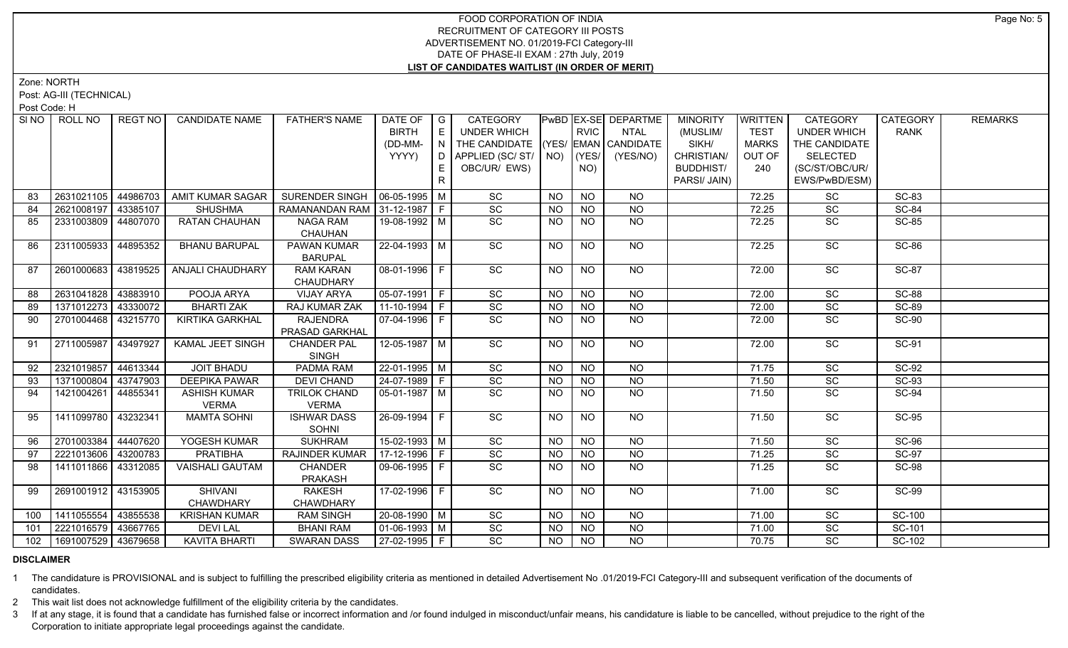# FOOD CORPORATION OF INDIA
## RECRUITMENT OF CATEGORY III POSTS
### ADVERTISEMENT NO. 01/2019-FCI Category-III
### DATE OF PHASE-II EXAM : 27th July, 2019
### LIST OF CANDIDATES WAITLIST (IN ORDER OF MERIT)

Zone: NORTH

Post: AG-III (TECHNICAL)

Post Code: H

| Sl NO | ROLL NO | REGT NO | CANDIDATE NAME | FATHER'S NAME | DATE OF BIRTH (DD-MM-YYYY) | GENDER | CATEGORY UNDER WHICH THE CANDIDATE APPLIED (SC/ ST/ OBC/UR/ EWS) | PwBD (YES/ NO) | EX-SERVICEMAN (YES/ NO) | DEPARTMENTAL CANDIDATE (YES/NO) | MINORITY (MUSLIM/ SIKH/ CHRISTIAN/ BUDDHIST/ PARSI/ JAIN) | WRITTEN TEST MARKS OUT OF 240 | CATEGORY UNDER WHICH THE CANDIDATE SELECTED (SC/ST/OBC/UR/ EWS/PwBD/ESM) | CATEGORY RANK | REMARKS |
|---|---|---|---|---|---|---|---|---|---|---|---|---|---|---|---|
| 83 | 2631021105 | 44986703 | AMIT KUMAR SAGAR | SURENDER SINGH | 06-05-1995 | M | SC | NO | NO | NO | | 72.25 | SC | SC-83 | |
| 84 | 2621008197 | 43385107 | SHUSHMA | RAMANANDAN RAM | 31-12-1987 | F | SC | NO | NO | NO | | 72.25 | SC | SC-84 | |
| 85 | 2331003809 | 44807070 | RATAN CHAUHAN | NAGA RAM CHAUHAN | 19-08-1992 | M | SC | NO | NO | NO | | 72.25 | SC | SC-85 | |
| 86 | 2311005933 | 44895352 | BHANU BARUPAL | PAWAN KUMAR BARUPAL | 22-04-1993 | M | SC | NO | NO | NO | | 72.25 | SC | SC-86 | |
| 87 | 2601000683 | 43819525 | ANJALI CHAUDHARY | RAM KARAN CHAUDHARY | 08-01-1996 | F | SC | NO | NO | NO | | 72.00 | SC | SC-87 | |
| 88 | 2631041828 | 43883910 | POOJA ARYA | VIJAY ARYA | 05-07-1991 | F | SC | NO | NO | NO | | 72.00 | SC | SC-88 | |
| 89 | 1371012273 | 43330072 | BHARTI ZAK | RAJ KUMAR ZAK | 11-10-1994 | F | SC | NO | NO | NO | | 72.00 | SC | SC-89 | |
| 90 | 2701004468 | 43215770 | KIRTIKA GARKHAL | RAJENDRA PRASAD GARKHAL | 07-04-1996 | F | SC | NO | NO | NO | | 72.00 | SC | SC-90 | |
| 91 | 2711005987 | 43497927 | KAMAL JEET SINGH | CHANDER PAL SINGH | 12-05-1987 | M | SC | NO | NO | NO | | 72.00 | SC | SC-91 | |
| 92 | 2321019857 | 44613344 | JOIT BHADU | PADMA RAM | 22-01-1995 | M | SC | NO | NO | NO | | 71.75 | SC | SC-92 | |
| 93 | 1371000804 | 43747903 | DEEPIKA PAWAR | DEVI CHAND | 24-07-1989 | F | SC | NO | NO | NO | | 71.50 | SC | SC-93 | |
| 94 | 1421004261 | 44855341 | ASHISH KUMAR VERMA | TRILOK CHAND VERMA | 05-01-1987 | M | SC | NO | NO | NO | | 71.50 | SC | SC-94 | |
| 95 | 1411099780 | 43232341 | MAMTA SOHNI | ISHWAR DASS SOHNI | 26-09-1994 | F | SC | NO | NO | NO | | 71.50 | SC | SC-95 | |
| 96 | 2701003384 | 44407620 | YOGESH KUMAR | SUKHRAM | 15-02-1993 | M | SC | NO | NO | NO | | 71.50 | SC | SC-96 | |
| 97 | 2221013606 | 43200783 | PRATIBHA | RAJINDER KUMAR | 17-12-1996 | F | SC | NO | NO | NO | | 71.25 | SC | SC-97 | |
| 98 | 1411011866 | 43312085 | VAISHALI GAUTAM | CHANDER PRAKASH | 09-06-1995 | F | SC | NO | NO | NO | | 71.25 | SC | SC-98 | |
| 99 | 2691001912 | 43153905 | SHIVANI CHAWDHARY | RAKESH CHAWDHARY | 17-02-1996 | F | SC | NO | NO | NO | | 71.00 | SC | SC-99 | |
| 100 | 1411055554 | 43855538 | KRISHAN KUMAR | RAM SINGH | 20-08-1990 | M | SC | NO | NO | NO | | 71.00 | SC | SC-100 | |
| 101 | 2221016579 | 43667765 | DEVI LAL | BHANI RAM | 01-06-1993 | M | SC | NO | NO | NO | | 71.00 | SC | SC-101 | |
| 102 | 1691007529 | 43679658 | KAVITA BHARTI | SWARAN DASS | 27-02-1995 | F | SC | NO | NO | NO | | 70.75 | SC | SC-102 | |

**DISCLAIMER**

1. The candidature is PROVISIONAL and is subject to fulfilling the prescribed eligibility criteria as mentioned in detailed Advertisement No .01/2019-FCI Category-III and subsequent verification of the documents of candidates.
2. This wait list does not acknowledge fulfillment of the eligibility criteria by the candidates.
3. If at any stage, it is found that a candidate has furnished false or incorrect information and /or found indulged in misconduct/unfair means, his candidature is liable to be cancelled, without prejudice to the right of the Corporation to initiate appropriate legal proceedings against the candidate.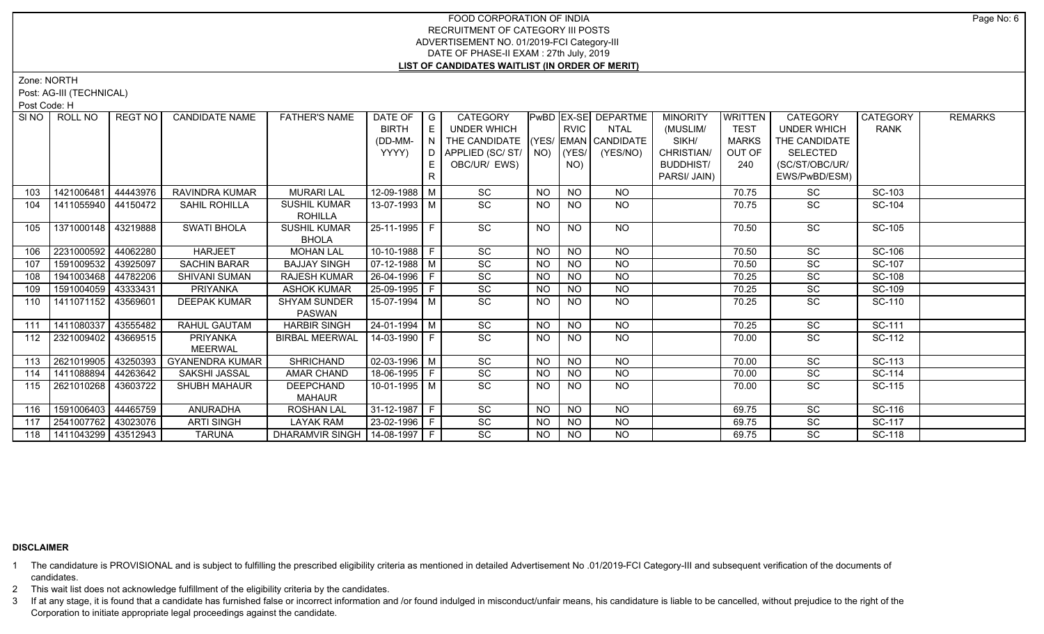# FOOD CORPORATION OF INDIA
## RECRUITMENT OF CATEGORY III POSTS
## ADVERTISEMENT NO. 01/2019-FCI Category-III
## DATE OF PHASE-II EXAM : 27th July, 2019
## LIST OF CANDIDATES WAITLIST (IN ORDER OF MERIT)

Zone: NORTH

Post: AG-III (TECHNICAL)

Post Code: H

| SI NO | ROLL NO | REGT NO | CANDIDATE NAME | FATHER'S NAME | DATE OF BIRTH (DD-MM-YYYY) | GENDER | CATEGORY UNDER WHICH THE CANDIDATE APPLIED (SC/ ST/ OBC/UR/ EWS) | PwBD (YES/ NO) | EX-SERVICEMAN (YES/ NO) | DEPARTMENTAL CANDIDATE (YES/NO) | MINORITY (MUSLIM/ SIKH/ CHRISTIAN/ BUDDHIST/ PARSI/ JAIN) | WRITTEN TEST MARKS OUT OF 240 | CATEGORY UNDER WHICH THE CANDIDATE SELECTED (SC/ST/OBC/UR/ EWS/PwBD/ESM) | CATEGORY RANK | REMARKS |
|---|---|---|---|---|---|---|---|---|---|---|---|---|---|---|---|
| 103 | 1421006481 | 44443976 | RAVINDRA KUMAR | MURARI LAL | 12-09-1988 | M | SC | NO | NO | NO | | 70.75 | SC | SC-103 | |
| 104 | 1411055940 | 44150472 | SAHIL ROHILLA | SUSHIL KUMAR ROHILLA | 13-07-1993 | M | SC | NO | NO | NO | | 70.75 | SC | SC-104 | |
| 105 | 1371000148 | 43219888 | SWATI BHOLA | SUSHIL KUMAR BHOLA | 25-11-1995 | F | SC | NO | NO | NO | | 70.50 | SC | SC-105 | |
| 106 | 2231000592 | 44062280 | HARJEET | MOHAN LAL | 10-10-1988 | F | SC | NO | NO | NO | | 70.50 | SC | SC-106 | |
| 107 | 1591009532 | 43925097 | SACHIN BARAR | BAJJAY SINGH | 07-12-1988 | M | SC | NO | NO | NO | | 70.50 | SC | SC-107 | |
| 108 | 1941003468 | 44782206 | SHIVANI SUMAN | RAJESH KUMAR | 26-04-1996 | F | SC | NO | NO | NO | | 70.25 | SC | SC-108 | |
| 109 | 1591004059 | 43333431 | PRIYANKA | ASHOK KUMAR | 25-09-1995 | F | SC | NO | NO | NO | | 70.25 | SC | SC-109 | |
| 110 | 1411071152 | 43569601 | DEEPAK KUMAR | SHYAM SUNDER PASWAN | 15-07-1994 | M | SC | NO | NO | NO | | 70.25 | SC | SC-110 | |
| 111 | 1411080337 | 43555482 | RAHUL GAUTAM | HARBIR SINGH | 24-01-1994 | M | SC | NO | NO | NO | | 70.25 | SC | SC-111 | |
| 112 | 2321009402 | 43669515 | PRIYANKA MEERWAL | BIRBAL MEERWAL | 14-03-1990 | F | SC | NO | NO | NO | | 70.00 | SC | SC-112 | |
| 113 | 2621019905 | 43250393 | GYANENDRA KUMAR | SHRICHAND | 02-03-1996 | M | SC | NO | NO | NO | | 70.00 | SC | SC-113 | |
| 114 | 1411088894 | 44263642 | SAKSHI JASSAL | AMAR CHAND | 18-06-1995 | F | SC | NO | NO | NO | | 70.00 | SC | SC-114 | |
| 115 | 2621010268 | 43603722 | SHUBH MAHAUR | DEEPCHAND MAHAUR | 10-01-1995 | M | SC | NO | NO | NO | | 70.00 | SC | SC-115 | |
| 116 | 1591006403 | 44465759 | ANURADHA | ROSHAN LAL | 31-12-1987 | F | SC | NO | NO | NO | | 69.75 | SC | SC-116 | |
| 117 | 2541007762 | 43023076 | ARTI SINGH | LAYAK RAM | 23-02-1996 | F | SC | NO | NO | NO | | 69.75 | SC | SC-117 | |
| 118 | 1411043299 | 43512943 | TARUNA | DHARAMVIR SINGH | 14-08-1997 | F | SC | NO | NO | NO | | 69.75 | SC | SC-118 | |

**DISCLAIMER**

1. The candidature is PROVISIONAL and is subject to fulfilling the prescribed eligibility criteria as mentioned in detailed Advertisement No .01/2019-FCI Category-III and subsequent verification of the documents of candidates.
2. This wait list does not acknowledge fulfillment of the eligibility criteria by the candidates.
3. If at any stage, it is found that a candidate has furnished false or incorrect information and /or found indulged in misconduct/unfair means, his candidature is liable to be cancelled, without prejudice to the right of the Corporation to initiate appropriate legal proceedings against the candidate.